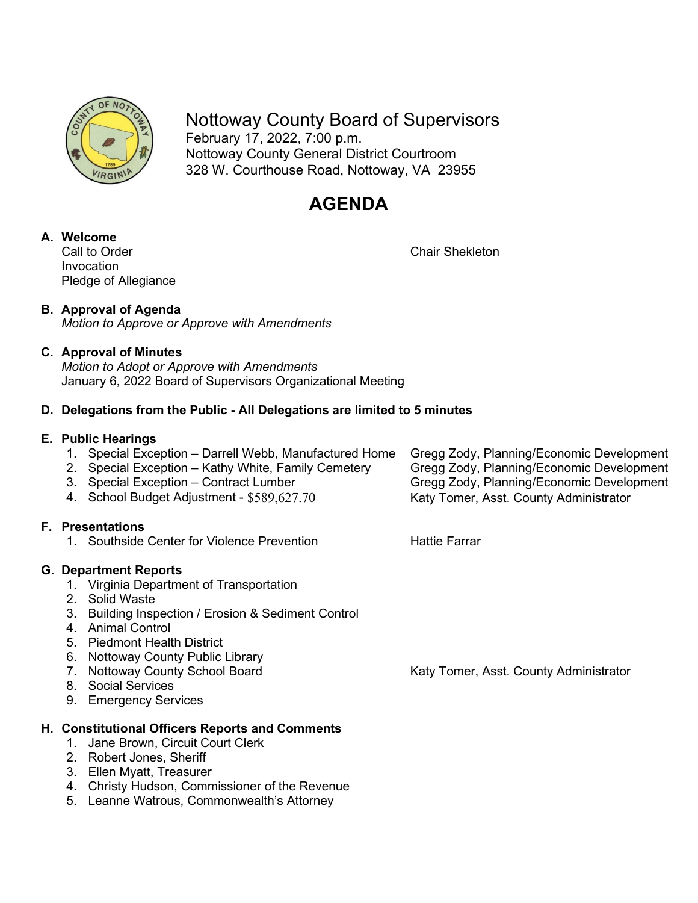# Nottoway County Board of Supervisors

February 17, 2022, 7:00 p.m.
Nottoway County General District Courtroom
328 W. Courthouse Road, Nottoway, VA 23955

## AGENDA

**A. Welcome**

Call to Order — Chair Shekleton
Invocation
Pledge of Allegiance

**B. Approval of Agenda**

*Motion to Approve or Approve with Amendments*

**C. Approval of Minutes**

*Motion to Adopt or Approve with Amendments*
January 6, 2022 Board of Supervisors Organizational Meeting

**D. Delegations from the Public - All Delegations are limited to 5 minutes**

**E. Public Hearings**

1. Special Exception – Darrell Webb, Manufactured Home — Gregg Zody, Planning/Economic Development
2. Special Exception – Kathy White, Family Cemetery — Gregg Zody, Planning/Economic Development
3. Special Exception – Contract Lumber — Gregg Zody, Planning/Economic Development
4. School Budget Adjustment - $589,627.70 — Katy Tomer, Asst. County Administrator

**F. Presentations**

1. Southside Center for Violence Prevention — Hattie Farrar

**G. Department Reports**

1. Virginia Department of Transportation
2. Solid Waste
3. Building Inspection / Erosion & Sediment Control
4. Animal Control
5. Piedmont Health District
6. Nottoway County Public Library
7. Nottoway County School Board — Katy Tomer, Asst. County Administrator
8. Social Services
9. Emergency Services

**H. Constitutional Officers Reports and Comments**

1. Jane Brown, Circuit Court Clerk
2. Robert Jones, Sheriff
3. Ellen Myatt, Treasurer
4. Christy Hudson, Commissioner of the Revenue
5. Leanne Watrous, Commonwealth's Attorney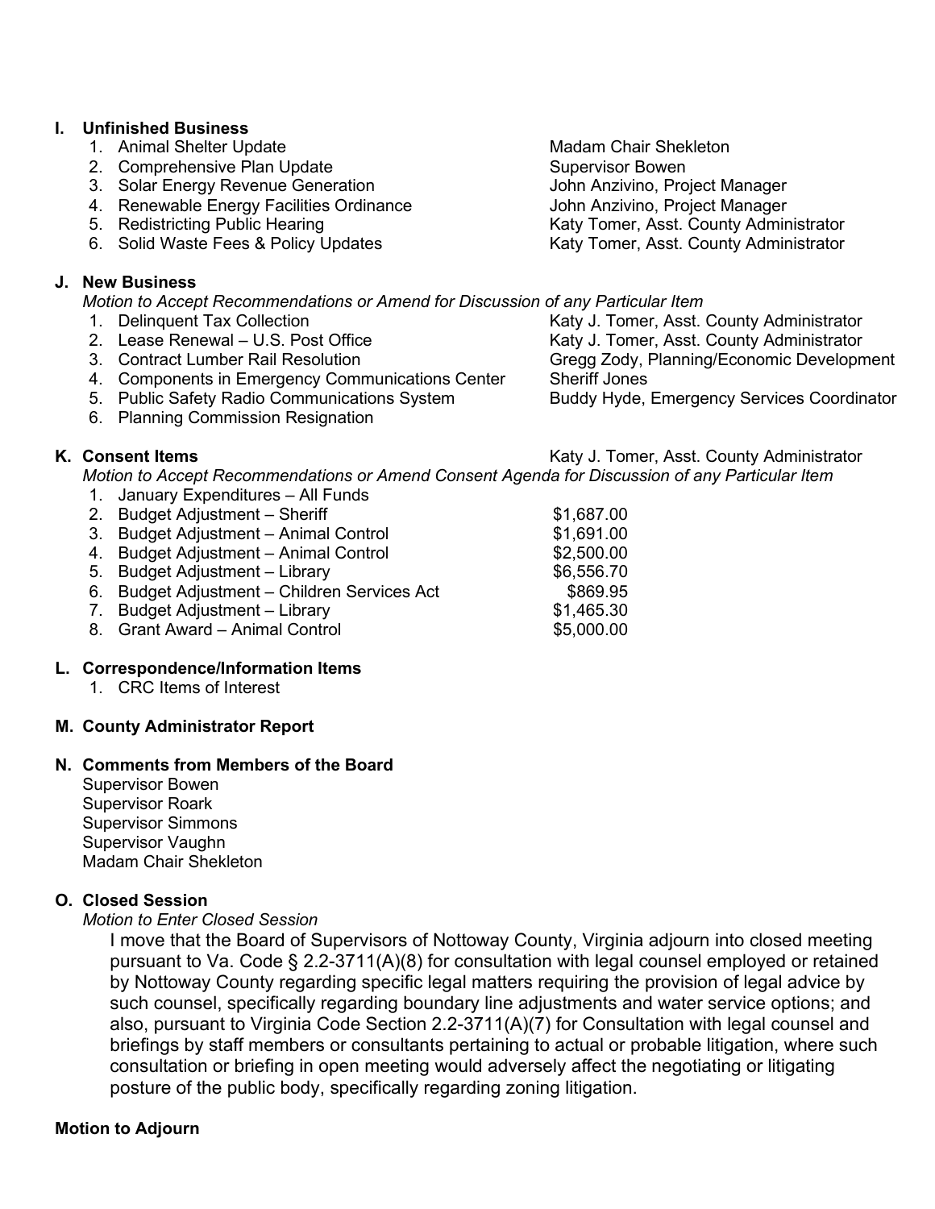## I. Unfinished Business

| | |
|---|---|
| 1. Animal Shelter Update | Madam Chair Shekleton |
| 2. Comprehensive Plan Update | Supervisor Bowen |
| 3. Solar Energy Revenue Generation | John Anzivino, Project Manager |
| 4. Renewable Energy Facilities Ordinance | John Anzivino, Project Manager |
| 5. Redistricting Public Hearing | Katy Tomer, Asst. County Administrator |
| 6. Solid Waste Fees & Policy Updates | Katy Tomer, Asst. County Administrator |

## J. New Business

*Motion to Accept Recommendations or Amend for Discussion of any Particular Item*

| | |
|---|---|
| 1. Delinquent Tax Collection | Katy J. Tomer, Asst. County Administrator |
| 2. Lease Renewal – U.S. Post Office | Katy J. Tomer, Asst. County Administrator |
| 3. Contract Lumber Rail Resolution | Gregg Zody, Planning/Economic Development |
| 4. Components in Emergency Communications Center | Sheriff Jones |
| 5. Public Safety Radio Communications System | Buddy Hyde, Emergency Services Coordinator |
| 6. Planning Commission Resignation | |

## K. Consent Items

Katy J. Tomer, Asst. County Administrator

*Motion to Accept Recommendations or Amend Consent Agenda for Discussion of any Particular Item*

| | |
|---|---|
| 1. January Expenditures – All Funds | |
| 2. Budget Adjustment – Sheriff | $1,687.00 |
| 3. Budget Adjustment – Animal Control | $1,691.00 |
| 4. Budget Adjustment – Animal Control | $2,500.00 |
| 5. Budget Adjustment – Library | $6,556.70 |
| 6. Budget Adjustment – Children Services Act | $869.95 |
| 7. Budget Adjustment – Library | $1,465.30 |
| 8. Grant Award – Animal Control | $5,000.00 |

## L. Correspondence/Information Items

1. CRC Items of Interest

## M. County Administrator Report

## N. Comments from Members of the Board

Supervisor Bowen
Supervisor Roark
Supervisor Simmons
Supervisor Vaughn
Madam Chair Shekleton

## O. Closed Session

*Motion to Enter Closed Session*

I move that the Board of Supervisors of Nottoway County, Virginia adjourn into closed meeting pursuant to Va. Code § 2.2-3711(A)(8) for consultation with legal counsel employed or retained by Nottoway County regarding specific legal matters requiring the provision of legal advice by such counsel, specifically regarding boundary line adjustments and water service options; and also, pursuant to Virginia Code Section 2.2-3711(A)(7) for Consultation with legal counsel and briefings by staff members or consultants pertaining to actual or probable litigation, where such consultation or briefing in open meeting would adversely affect the negotiating or litigating posture of the public body, specifically regarding zoning litigation.

**Motion to Adjourn**